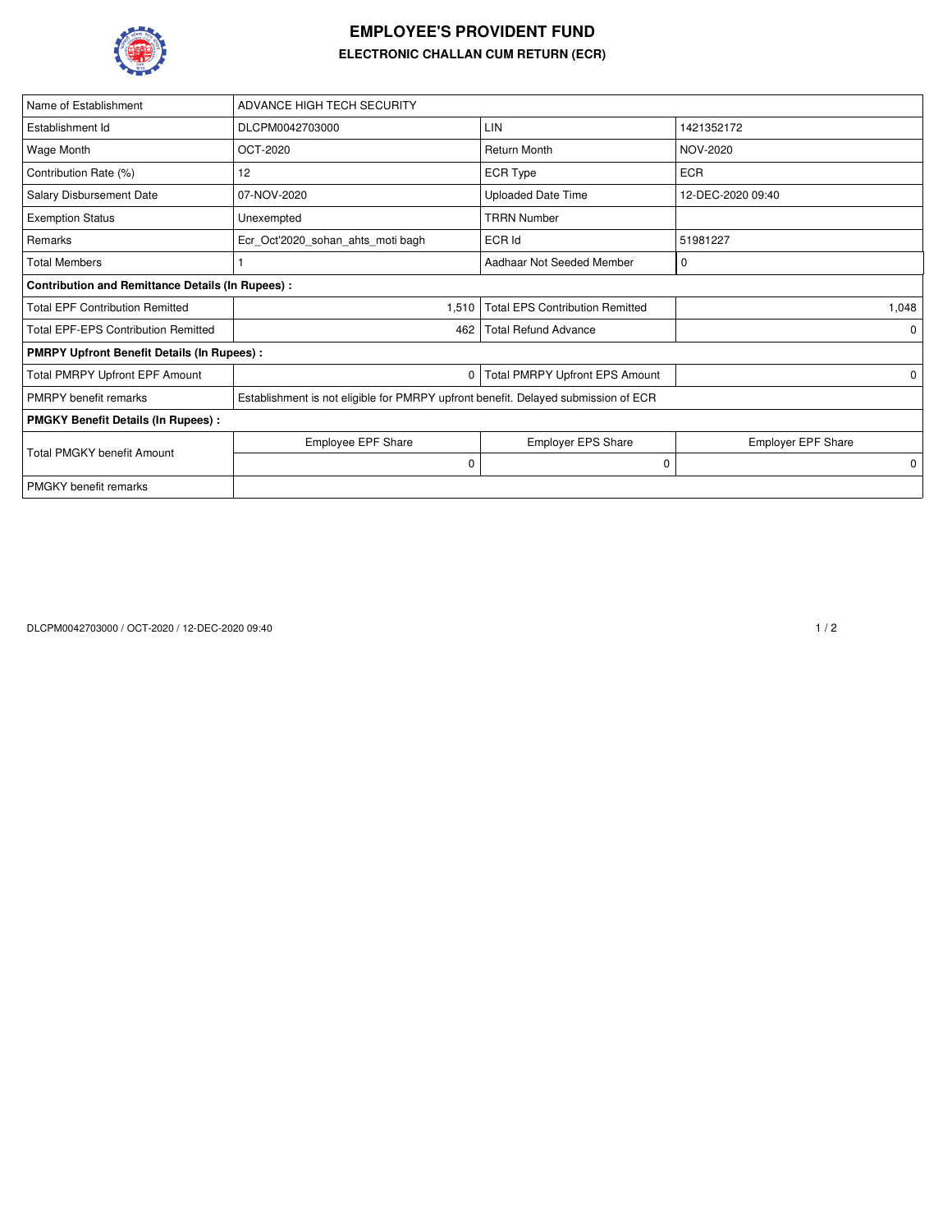# EMPLOYEE'S PROVIDENT FUND

## ELECTRONIC CHALLAN CUM RETURN (ECR)

| Name of Establishment | ADVANCE HIGH TECH SECURITY | | |
|---|---|---|---|
| Establishment Id | DLCPM0042703000 | LIN | 1421352172 |
| Wage Month | OCT-2020 | Return Month | NOV-2020 |
| Contribution Rate (%) | 12 | ECR Type | ECR |
| Salary Disbursement Date | 07-NOV-2020 | Uploaded Date Time | 12-DEC-2020 09:40 |
| Exemption Status | Unexempted | TRRN Number | |
| Remarks | Ecr_Oct'2020_sohan_ahts_moti bagh | ECR Id | 51981227 |
| Total Members | 1 | Aadhaar Not Seeded Member | 0 |
| **Contribution and Remittance Details (In Rupees) :** | | | |
| Total EPF Contribution Remitted | 1,510 | Total EPS Contribution Remitted | 1,048 |
| Total EPF-EPS Contribution Remitted | 462 | Total Refund Advance | 0 |
| **PMRPY Upfront Benefit Details (In Rupees) :** | | | |
| Total PMRPY Upfront EPF Amount | 0 | Total PMRPY Upfront EPS Amount | 0 |
| PMRPY benefit remarks | Establishment is not eligible for PMRPY upfront benefit. Delayed submission of ECR | | |
| **PMGKY Benefit Details (In Rupees) :** | | | |
| Total PMGKY benefit Amount | Employee EPF Share | Employer EPS Share | Employer EPF Share |
| | 0 | 0 | 0 |
| PMGKY benefit remarks | | | |

DLCPM0042703000 / OCT-2020 / 12-DEC-2020 09:40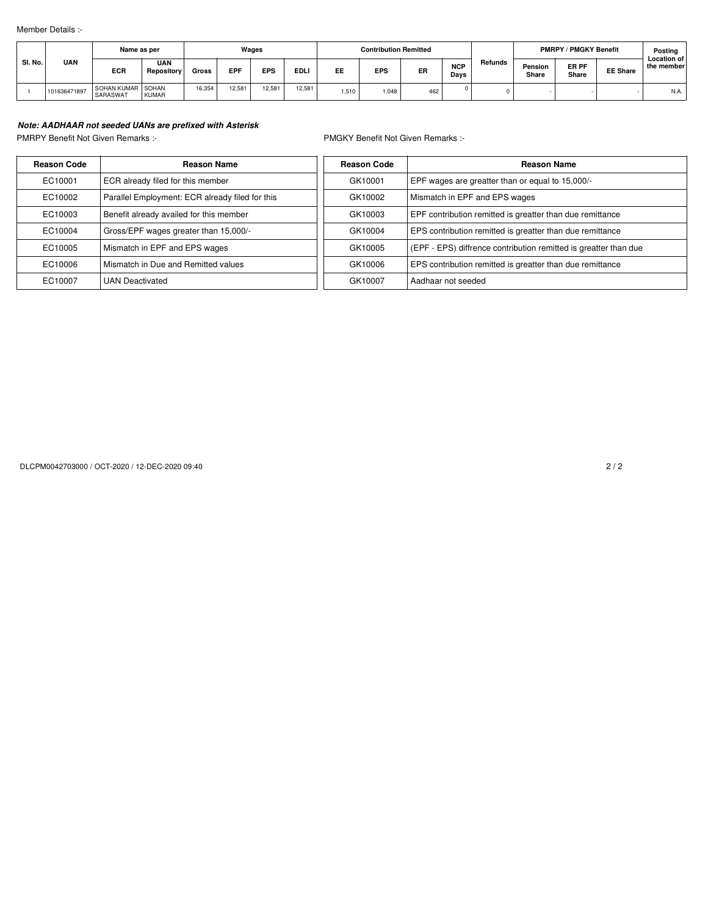Member Details :-

| Sl. No. | UAN | Name as per | | Wages | | | | Contribution Remitted | | | | Refunds | PMRPY / PMGKY Benefit | | | Posting Location of the member |
|---|---|---|---|---|---|---|---|---|---|---|---|---|---|---|---|---|
| | | ECR | UAN Repository | Gross | EPF | EPS | EDLI | EE | EPS | ER | NCP Days | | Pension Share | ER PF Share | EE Share | |
| 1 | 101636471897 | SOHAN KUMAR SARASWAT | SOHAN KUMAR | 16,354 | 12,581 | 12,581 | 12,581 | 1,510 | 1,048 | 462 | 0 | 0 | - | - | - | N.A. |

***Note: AADHAAR not seeded UANs are prefixed with Asterisk***

PMRPY Benefit Not Given Remarks :-

| Reason Code | Reason Name |
|---|---|
| EC10001 | ECR already filed for this member |
| EC10002 | Parallel Employment: ECR already filed for this |
| EC10003 | Benefit already availed for this member |
| EC10004 | Gross/EPF wages greater than 15,000/- |
| EC10005 | Mismatch in EPF and EPS wages |
| EC10006 | Mismatch in Due and Remitted values |
| EC10007 | UAN Deactivated |

PMGKY Benefit Not Given Remarks :-

| Reason Code | Reason Name |
|---|---|
| GK10001 | EPF wages are greatter than or equal to 15,000/- |
| GK10002 | Mismatch in EPF and EPS wages |
| GK10003 | EPF contribution remitted is greatter than due remittance |
| GK10004 | EPS contribution remitted is greatter than due remittance |
| GK10005 | (EPF - EPS) diffrence contribution remitted is greatter than due |
| GK10006 | EPS contribution remitted is greatter than due remittance |
| GK10007 | Aadhaar not seeded |

DLCPM0042703000 / OCT-2020 / 12-DEC-2020 09:40